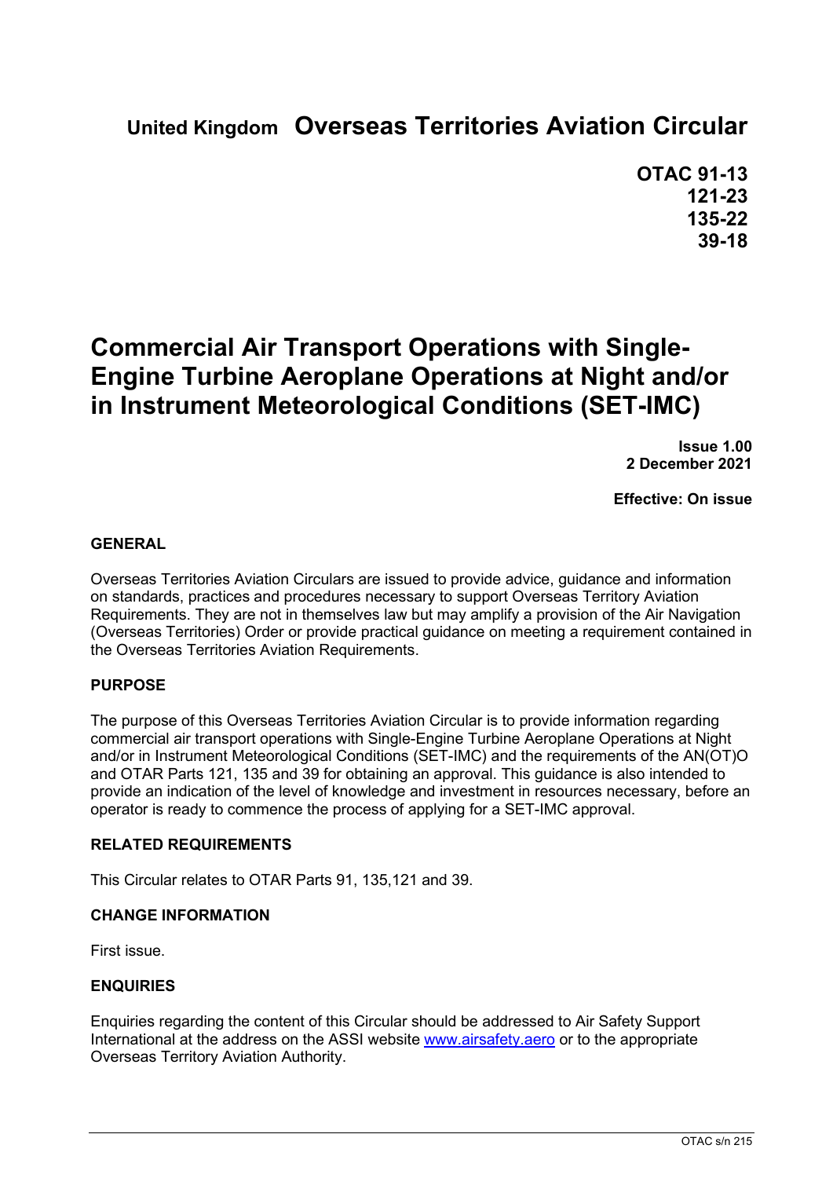# United Kingdom Overseas Territories Aviation Circular

**OTAC 91-13**
**121-23**
**135-22**
**39-18**

# Commercial Air Transport Operations with Single-Engine Turbine Aeroplane Operations at Night and/or in Instrument Meteorological Conditions (SET-IMC)

**Issue 1.00**
**2 December 2021**

**Effective: On issue**

## GENERAL

Overseas Territories Aviation Circulars are issued to provide advice, guidance and information on standards, practices and procedures necessary to support Overseas Territory Aviation Requirements. They are not in themselves law but may amplify a provision of the Air Navigation (Overseas Territories) Order or provide practical guidance on meeting a requirement contained in the Overseas Territories Aviation Requirements.

## PURPOSE

The purpose of this Overseas Territories Aviation Circular is to provide information regarding commercial air transport operations with Single-Engine Turbine Aeroplane Operations at Night and/or in Instrument Meteorological Conditions (SET-IMC) and the requirements of the AN(OT)O and OTAR Parts 121, 135 and 39 for obtaining an approval. This guidance is also intended to provide an indication of the level of knowledge and investment in resources necessary, before an operator is ready to commence the process of applying for a SET-IMC approval.

## RELATED REQUIREMENTS

This Circular relates to OTAR Parts 91, 135,121 and 39.

## CHANGE INFORMATION

First issue.

## ENQUIRIES

Enquiries regarding the content of this Circular should be addressed to Air Safety Support International at the address on the ASSI website www.airsafety.aero or to the appropriate Overseas Territory Aviation Authority.

OTAC s/n 215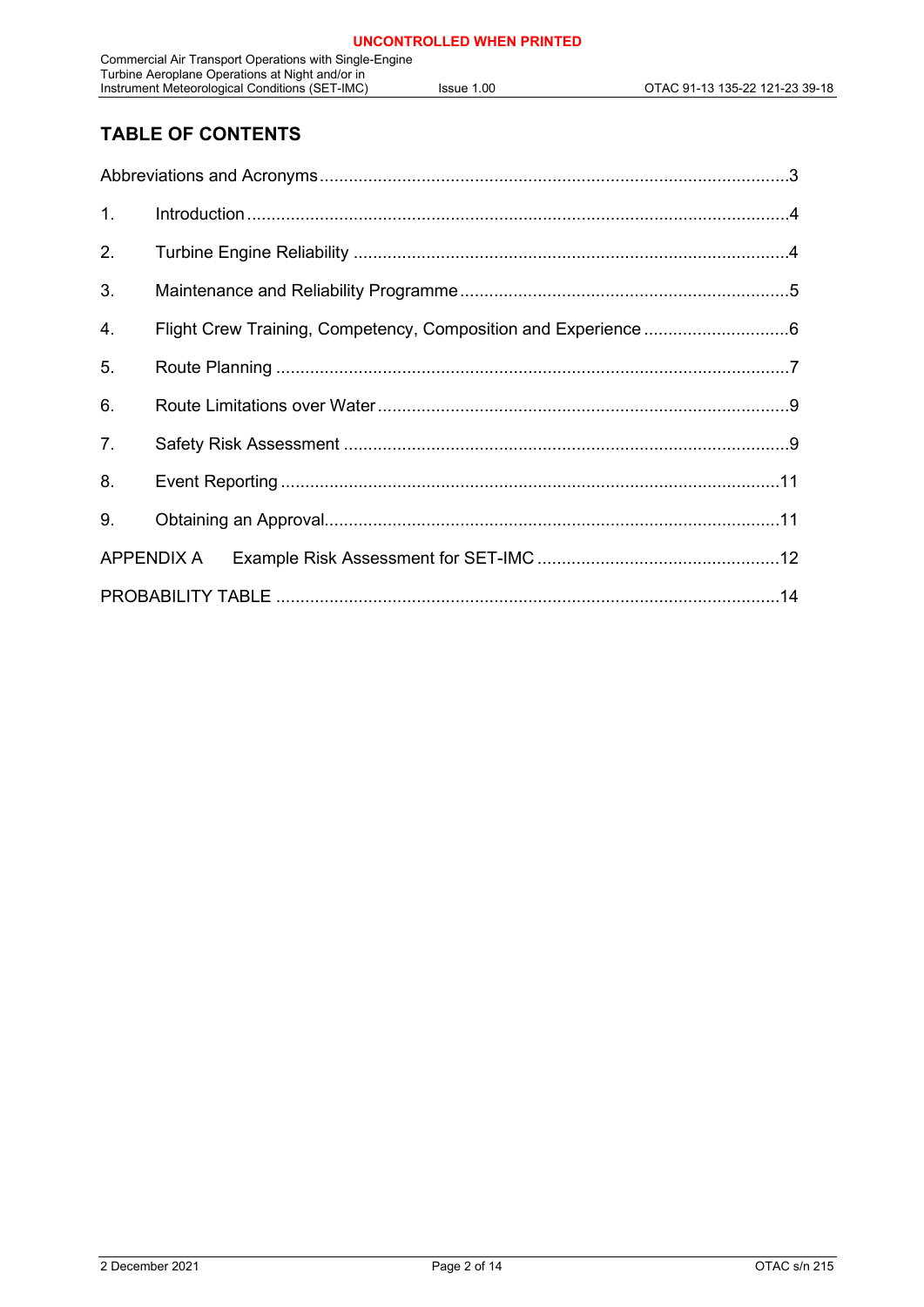## TABLE OF CONTENTS

Abbreviations and Acronyms ....................................................3

1. Introduction ....................................................4
2. Turbine Engine Reliability ....................................................4
3. Maintenance and Reliability Programme ....................................................5
4. Flight Crew Training, Competency, Composition and Experience ....................................................6
5. Route Planning ....................................................7
6. Route Limitations over Water ....................................................9
7. Safety Risk Assessment ....................................................9
8. Event Reporting ....................................................11
9. Obtaining an Approval ....................................................11

APPENDIX A Example Risk Assessment for SET-IMC ....................................................12

PROBABILITY TABLE ....................................................14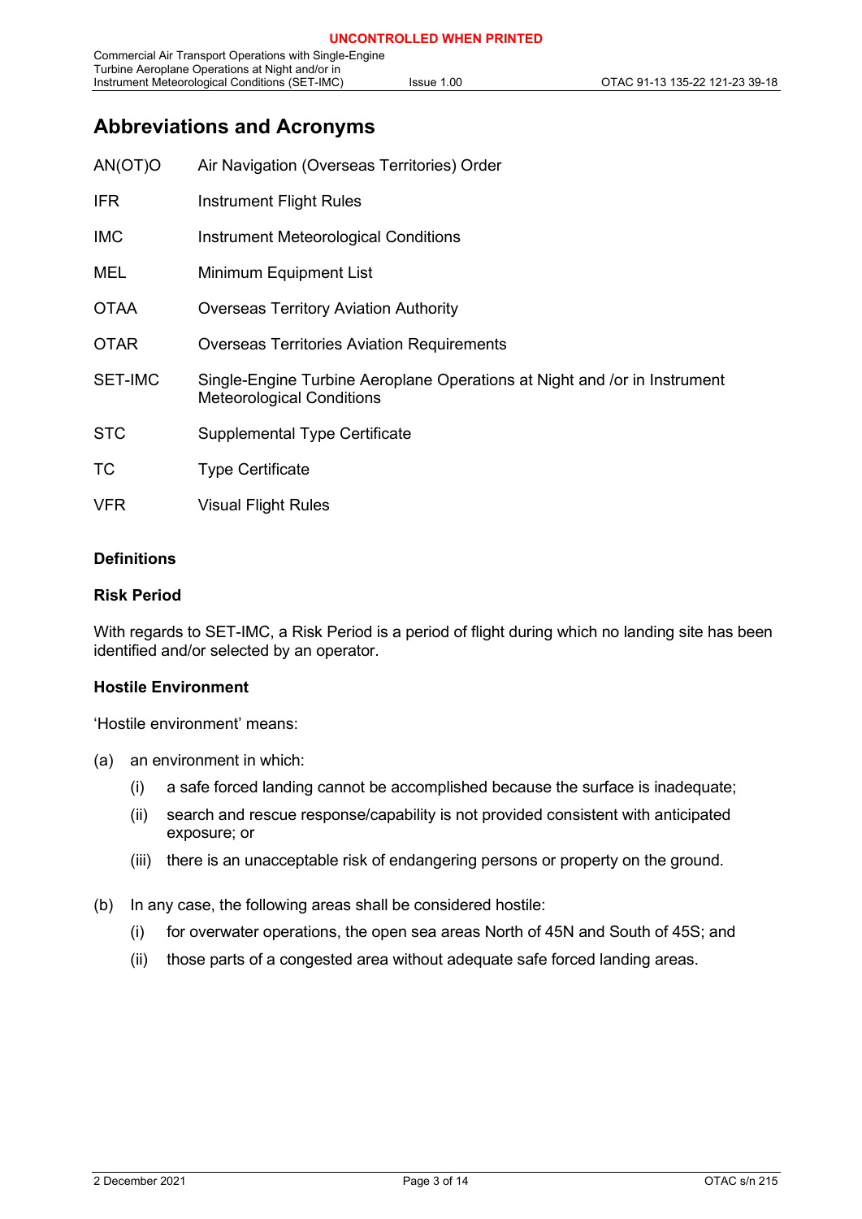## Abbreviations and Acronyms

| | |
|---|---|
| AN(OT)O | Air Navigation (Overseas Territories) Order |
| IFR | Instrument Flight Rules |
| IMC | Instrument Meteorological Conditions |
| MEL | Minimum Equipment List |
| OTAA | Overseas Territory Aviation Authority |
| OTAR | Overseas Territories Aviation Requirements |
| SET-IMC | Single-Engine Turbine Aeroplane Operations at Night and /or in Instrument Meteorological Conditions |
| STC | Supplemental Type Certificate |
| TC | Type Certificate |
| VFR | Visual Flight Rules |

**Definitions**

**Risk Period**

With regards to SET-IMC, a Risk Period is a period of flight during which no landing site has been identified and/or selected by an operator.

**Hostile Environment**

'Hostile environment' means:

(a) an environment in which:

 (i) a safe forced landing cannot be accomplished because the surface is inadequate;

 (ii) search and rescue response/capability is not provided consistent with anticipated exposure; or

 (iii) there is an unacceptable risk of endangering persons or property on the ground.

(b) In any case, the following areas shall be considered hostile:

 (i) for overwater operations, the open sea areas North of 45N and South of 45S; and

 (ii) those parts of a congested area without adequate safe forced landing areas.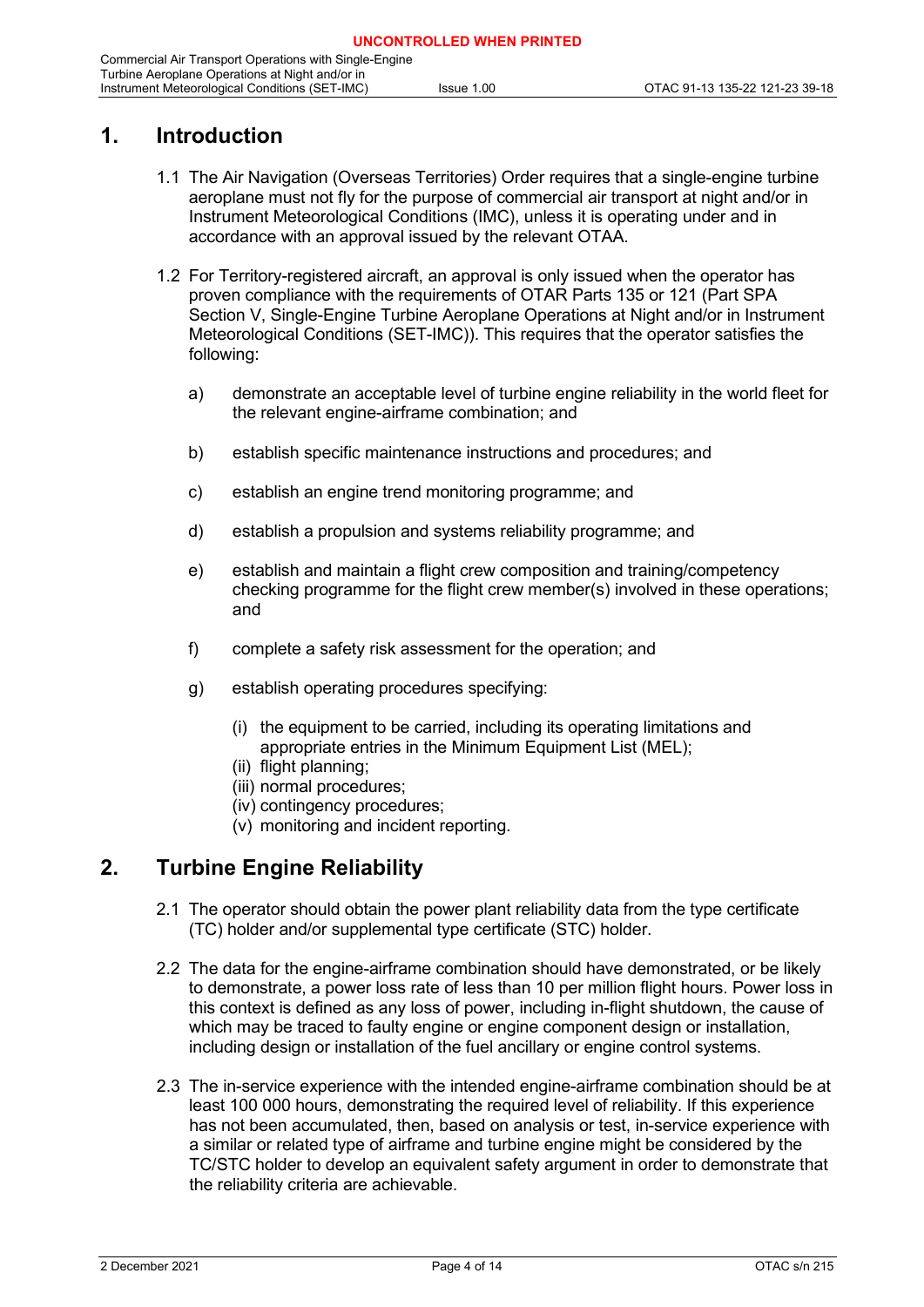# 1. Introduction

1.1 The Air Navigation (Overseas Territories) Order requires that a single-engine turbine aeroplane must not fly for the purpose of commercial air transport at night and/or in Instrument Meteorological Conditions (IMC), unless it is operating under and in accordance with an approval issued by the relevant OTAA.

1.2 For Territory-registered aircraft, an approval is only issued when the operator has proven compliance with the requirements of OTAR Parts 135 or 121 (Part SPA Section V, Single-Engine Turbine Aeroplane Operations at Night and/or in Instrument Meteorological Conditions (SET-IMC)). This requires that the operator satisfies the following:

a) demonstrate an acceptable level of turbine engine reliability in the world fleet for the relevant engine-airframe combination; and

b) establish specific maintenance instructions and procedures; and

c) establish an engine trend monitoring programme; and

d) establish a propulsion and systems reliability programme; and

e) establish and maintain a flight crew composition and training/competency checking programme for the flight crew member(s) involved in these operations; and

f) complete a safety risk assessment for the operation; and

g) establish operating procedures specifying:

   (i) the equipment to be carried, including its operating limitations and appropriate entries in the Minimum Equipment List (MEL);
   (ii) flight planning;
   (iii) normal procedures;
   (iv) contingency procedures;
   (v) monitoring and incident reporting.

# 2. Turbine Engine Reliability

2.1 The operator should obtain the power plant reliability data from the type certificate (TC) holder and/or supplemental type certificate (STC) holder.

2.2 The data for the engine-airframe combination should have demonstrated, or be likely to demonstrate, a power loss rate of less than 10 per million flight hours. Power loss in this context is defined as any loss of power, including in-flight shutdown, the cause of which may be traced to faulty engine or engine component design or installation, including design or installation of the fuel ancillary or engine control systems.

2.3 The in-service experience with the intended engine-airframe combination should be at least 100 000 hours, demonstrating the required level of reliability. If this experience has not been accumulated, then, based on analysis or test, in-service experience with a similar or related type of airframe and turbine engine might be considered by the TC/STC holder to develop an equivalent safety argument in order to demonstrate that the reliability criteria are achievable.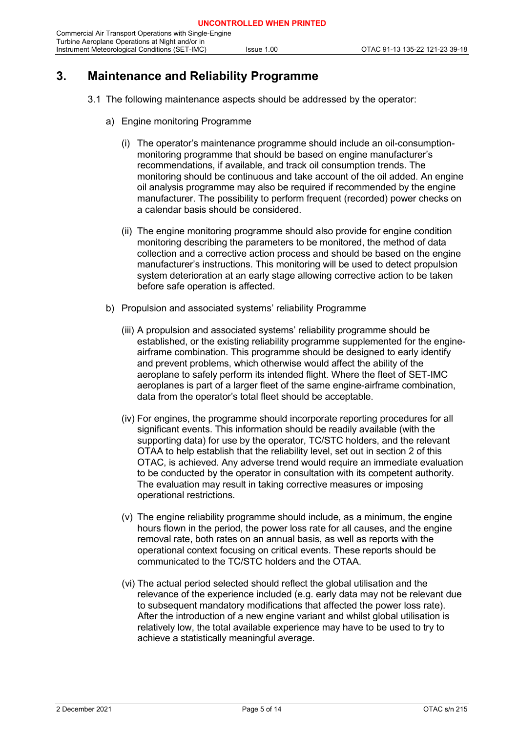# 3. Maintenance and Reliability Programme

3.1 The following maintenance aspects should be addressed by the operator:

a) Engine monitoring Programme

(i) The operator's maintenance programme should include an oil-consumption-monitoring programme that should be based on engine manufacturer's recommendations, if available, and track oil consumption trends. The monitoring should be continuous and take account of the oil added. An engine oil analysis programme may also be required if recommended by the engine manufacturer. The possibility to perform frequent (recorded) power checks on a calendar basis should be considered.

(ii) The engine monitoring programme should also provide for engine condition monitoring describing the parameters to be monitored, the method of data collection and a corrective action process and should be based on the engine manufacturer's instructions. This monitoring will be used to detect propulsion system deterioration at an early stage allowing corrective action to be taken before safe operation is affected.

b) Propulsion and associated systems' reliability Programme

(iii) A propulsion and associated systems' reliability programme should be established, or the existing reliability programme supplemented for the engine-airframe combination. This programme should be designed to early identify and prevent problems, which otherwise would affect the ability of the aeroplane to safely perform its intended flight. Where the fleet of SET-IMC aeroplanes is part of a larger fleet of the same engine-airframe combination, data from the operator's total fleet should be acceptable.

(iv) For engines, the programme should incorporate reporting procedures for all significant events. This information should be readily available (with the supporting data) for use by the operator, TC/STC holders, and the relevant OTAA to help establish that the reliability level, set out in section 2 of this OTAC, is achieved. Any adverse trend would require an immediate evaluation to be conducted by the operator in consultation with its competent authority. The evaluation may result in taking corrective measures or imposing operational restrictions.

(v) The engine reliability programme should include, as a minimum, the engine hours flown in the period, the power loss rate for all causes, and the engine removal rate, both rates on an annual basis, as well as reports with the operational context focusing on critical events. These reports should be communicated to the TC/STC holders and the OTAA.

(vi) The actual period selected should reflect the global utilisation and the relevance of the experience included (e.g. early data may not be relevant due to subsequent mandatory modifications that affected the power loss rate). After the introduction of a new engine variant and whilst global utilisation is relatively low, the total available experience may have to be used to try to achieve a statistically meaningful average.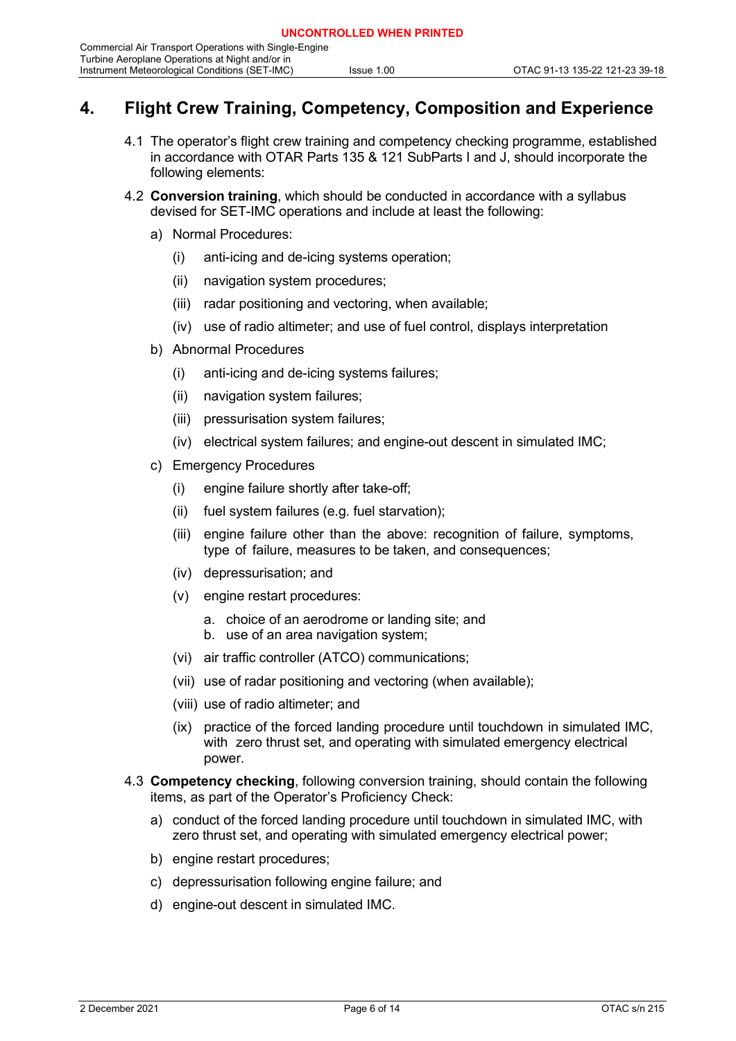# 4. Flight Crew Training, Competency, Composition and Experience

4.1 The operator's flight crew training and competency checking programme, established in accordance with OTAR Parts 135 & 121 SubParts I and J, should incorporate the following elements:

4.2 **Conversion training**, which should be conducted in accordance with a syllabus devised for SET-IMC operations and include at least the following:

a) Normal Procedures:

  (i) anti-icing and de-icing systems operation;

  (ii) navigation system procedures;

  (iii) radar positioning and vectoring, when available;

  (iv) use of radio altimeter; and use of fuel control, displays interpretation

b) Abnormal Procedures

  (i) anti-icing and de-icing systems failures;

  (ii) navigation system failures;

  (iii) pressurisation system failures;

  (iv) electrical system failures; and engine-out descent in simulated IMC;

c) Emergency Procedures

  (i) engine failure shortly after take-off;

  (ii) fuel system failures (e.g. fuel starvation);

  (iii) engine failure other than the above: recognition of failure, symptoms, type of failure, measures to be taken, and consequences;

  (iv) depressurisation; and

  (v) engine restart procedures:

    a. choice of an aerodrome or landing site; and
    b. use of an area navigation system;

  (vi) air traffic controller (ATCO) communications;

  (vii) use of radar positioning and vectoring (when available);

  (viii) use of radio altimeter; and

  (ix) practice of the forced landing procedure until touchdown in simulated IMC, with zero thrust set, and operating with simulated emergency electrical power.

4.3 **Competency checking**, following conversion training, should contain the following items, as part of the Operator's Proficiency Check:

a) conduct of the forced landing procedure until touchdown in simulated IMC, with zero thrust set, and operating with simulated emergency electrical power;

b) engine restart procedures;

c) depressurisation following engine failure; and

d) engine-out descent in simulated IMC.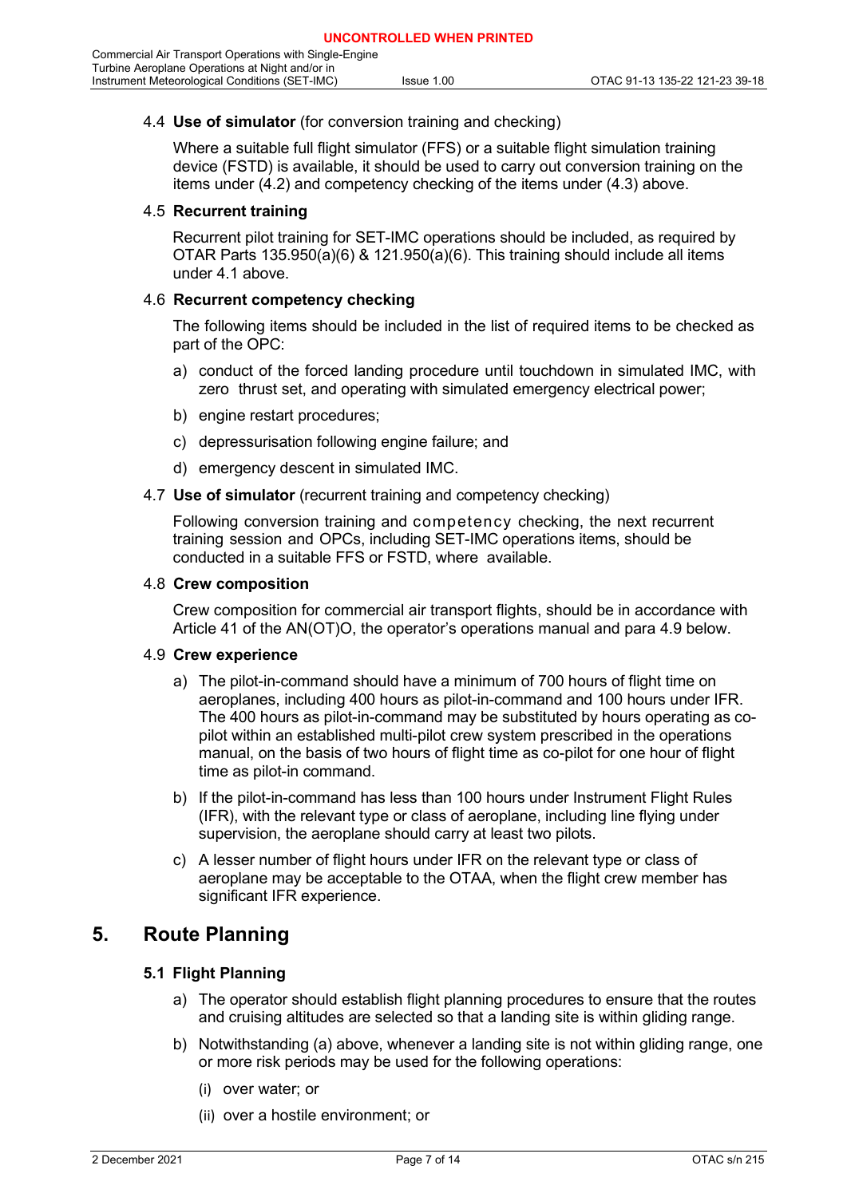### 4.4 **Use of simulator** (for conversion training and checking)

Where a suitable full flight simulator (FFS) or a suitable flight simulation training device (FSTD) is available, it should be used to carry out conversion training on the items under (4.2) and competency checking of the items under (4.3) above.

### 4.5 **Recurrent training**

Recurrent pilot training for SET-IMC operations should be included, as required by OTAR Parts 135.950(a)(6) & 121.950(a)(6). This training should include all items under 4.1 above.

### 4.6 **Recurrent competency checking**

The following items should be included in the list of required items to be checked as part of the OPC:

a) conduct of the forced landing procedure until touchdown in simulated IMC, with zero thrust set, and operating with simulated emergency electrical power;

b) engine restart procedures;

c) depressurisation following engine failure; and

d) emergency descent in simulated IMC.

### 4.7 **Use of simulator** (recurrent training and competency checking)

Following conversion training and competency checking, the next recurrent training session and OPCs, including SET-IMC operations items, should be conducted in a suitable FFS or FSTD, where available.

### 4.8 **Crew composition**

Crew composition for commercial air transport flights, should be in accordance with Article 41 of the AN(OT)O, the operator's operations manual and para 4.9 below.

### 4.9 **Crew experience**

a) The pilot-in-command should have a minimum of 700 hours of flight time on aeroplanes, including 400 hours as pilot-in-command and 100 hours under IFR. The 400 hours as pilot-in-command may be substituted by hours operating as co-pilot within an established multi-pilot crew system prescribed in the operations manual, on the basis of two hours of flight time as co-pilot for one hour of flight time as pilot-in command.

b) If the pilot-in-command has less than 100 hours under Instrument Flight Rules (IFR), with the relevant type or class of aeroplane, including line flying under supervision, the aeroplane should carry at least two pilots.

c) A lesser number of flight hours under IFR on the relevant type or class of aeroplane may be acceptable to the OTAA, when the flight crew member has significant IFR experience.

## 5. Route Planning

### 5.1 Flight Planning

a) The operator should establish flight planning procedures to ensure that the routes and cruising altitudes are selected so that a landing site is within gliding range.

b) Notwithstanding (a) above, whenever a landing site is not within gliding range, one or more risk periods may be used for the following operations:

(i) over water; or

(ii) over a hostile environment; or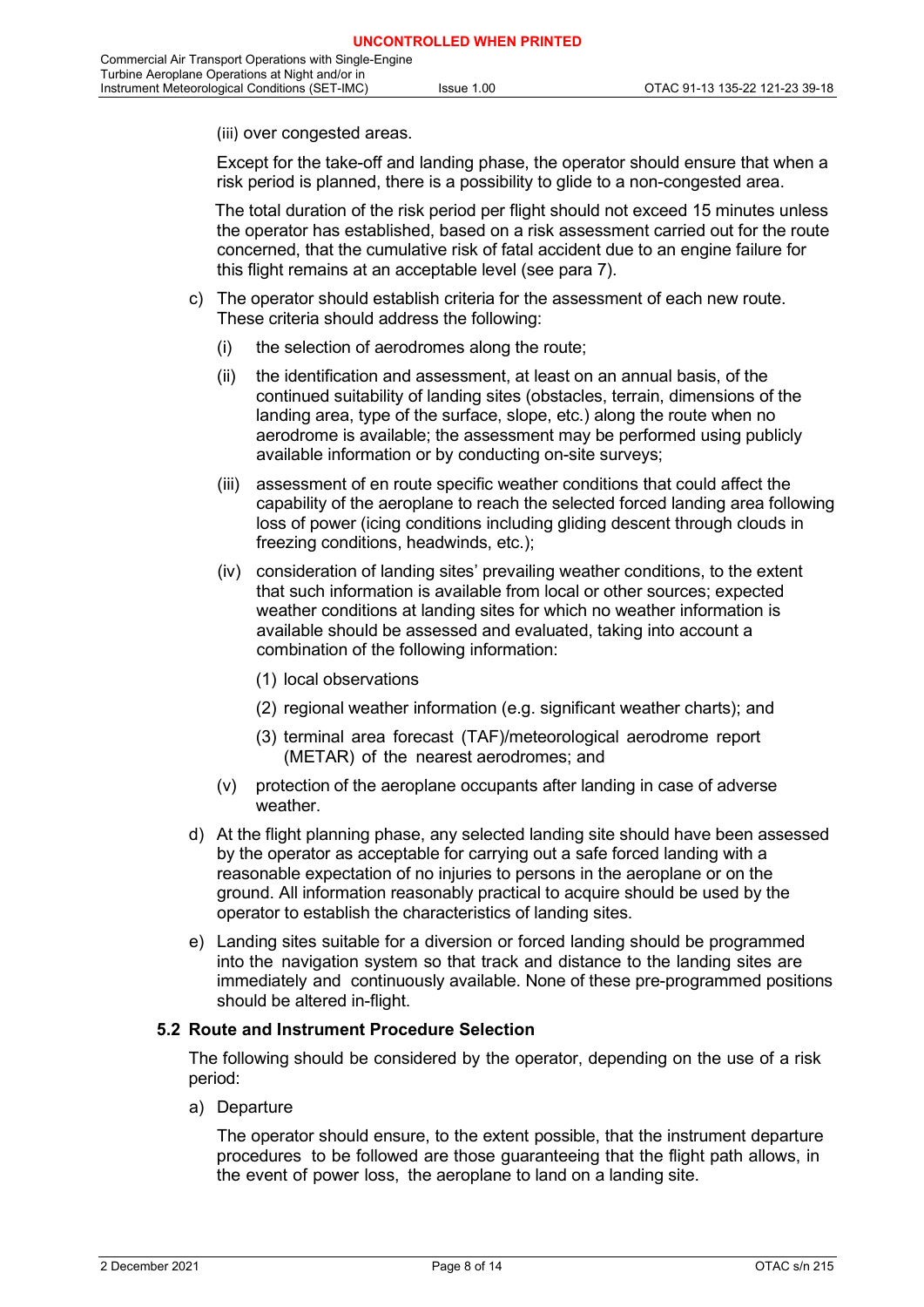(iii) over congested areas.

Except for the take-off and landing phase, the operator should ensure that when a risk period is planned, there is a possibility to glide to a non-congested area.

The total duration of the risk period per flight should not exceed 15 minutes unless the operator has established, based on a risk assessment carried out for the route concerned, that the cumulative risk of fatal accident due to an engine failure for this flight remains at an acceptable level (see para 7).

c) The operator should establish criteria for the assessment of each new route. These criteria should address the following:

   (i) the selection of aerodromes along the route;

   (ii) the identification and assessment, at least on an annual basis, of the continued suitability of landing sites (obstacles, terrain, dimensions of the landing area, type of the surface, slope, etc.) along the route when no aerodrome is available; the assessment may be performed using publicly available information or by conducting on-site surveys;

   (iii) assessment of en route specific weather conditions that could affect the capability of the aeroplane to reach the selected forced landing area following loss of power (icing conditions including gliding descent through clouds in freezing conditions, headwinds, etc.);

   (iv) consideration of landing sites' prevailing weather conditions, to the extent that such information is available from local or other sources; expected weather conditions at landing sites for which no weather information is available should be assessed and evaluated, taking into account a combination of the following information:

      (1) local observations

      (2) regional weather information (e.g. significant weather charts); and

      (3) terminal area forecast (TAF)/meteorological aerodrome report (METAR) of the nearest aerodromes; and

   (v) protection of the aeroplane occupants after landing in case of adverse weather.

d) At the flight planning phase, any selected landing site should have been assessed by the operator as acceptable for carrying out a safe forced landing with a reasonable expectation of no injuries to persons in the aeroplane or on the ground. All information reasonably practical to acquire should be used by the operator to establish the characteristics of landing sites.

e) Landing sites suitable for a diversion or forced landing should be programmed into the navigation system so that track and distance to the landing sites are immediately and continuously available. None of these pre-programmed positions should be altered in-flight.

### 5.2 Route and Instrument Procedure Selection

The following should be considered by the operator, depending on the use of a risk period:

a) Departure

   The operator should ensure, to the extent possible, that the instrument departure procedures to be followed are those guaranteeing that the flight path allows, in the event of power loss, the aeroplane to land on a landing site.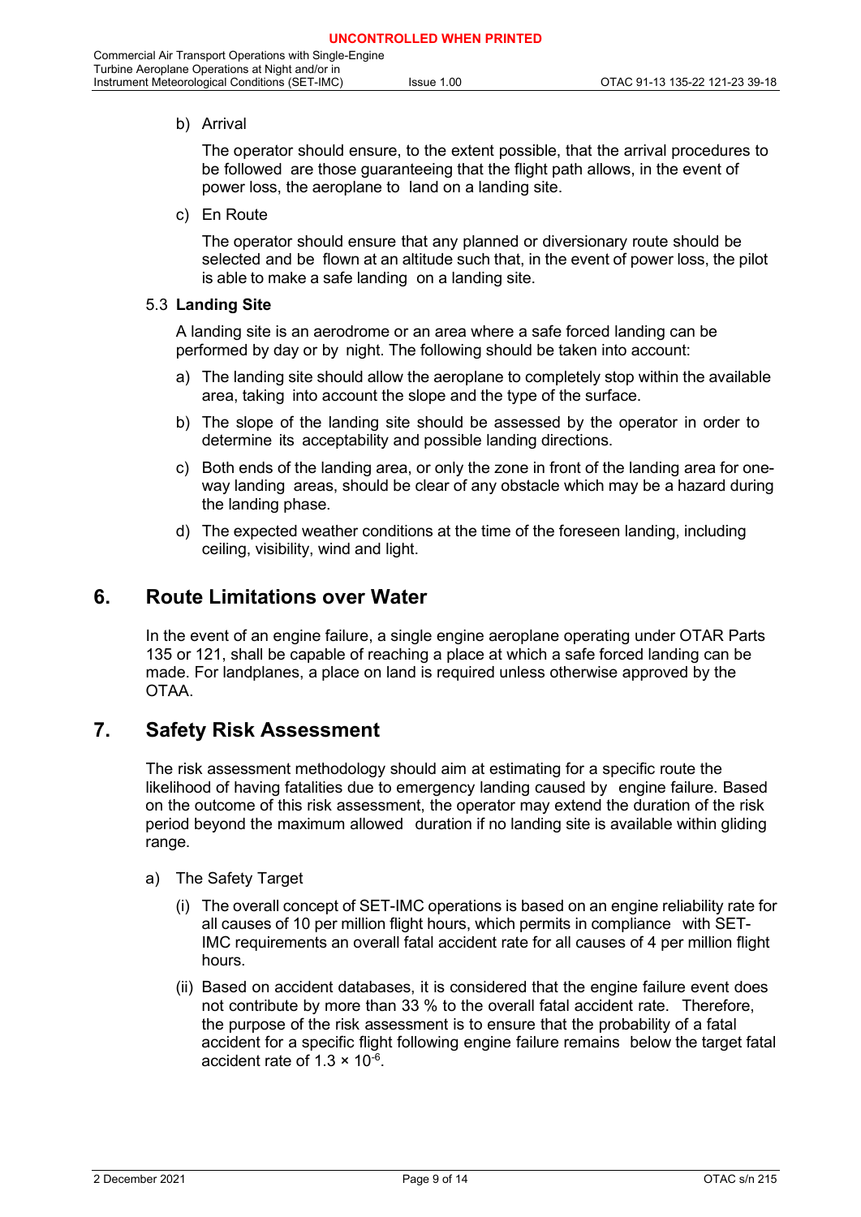b) Arrival

   The operator should ensure, to the extent possible, that the arrival procedures to be followed are those guaranteeing that the flight path allows, in the event of power loss, the aeroplane to land on a landing site.

c) En Route

   The operator should ensure that any planned or diversionary route should be selected and be flown at an altitude such that, in the event of power loss, the pilot is able to make a safe landing on a landing site.

### 5.3 Landing Site

A landing site is an aerodrome or an area where a safe forced landing can be performed by day or by night. The following should be taken into account:

a) The landing site should allow the aeroplane to completely stop within the available area, taking into account the slope and the type of the surface.

b) The slope of the landing site should be assessed by the operator in order to determine its acceptability and possible landing directions.

c) Both ends of the landing area, or only the zone in front of the landing area for one-way landing areas, should be clear of any obstacle which may be a hazard during the landing phase.

d) The expected weather conditions at the time of the foreseen landing, including ceiling, visibility, wind and light.

## 6. Route Limitations over Water

In the event of an engine failure, a single engine aeroplane operating under OTAR Parts 135 or 121, shall be capable of reaching a place at which a safe forced landing can be made. For landplanes, a place on land is required unless otherwise approved by the OTAA.

## 7. Safety Risk Assessment

The risk assessment methodology should aim at estimating for a specific route the likelihood of having fatalities due to emergency landing caused by engine failure. Based on the outcome of this risk assessment, the operator may extend the duration of the risk period beyond the maximum allowed duration if no landing site is available within gliding range.

a) The Safety Target

   (i) The overall concept of SET-IMC operations is based on an engine reliability rate for all causes of 10 per million flight hours, which permits in compliance with SET-IMC requirements an overall fatal accident rate for all causes of 4 per million flight hours.

   (ii) Based on accident databases, it is considered that the engine failure event does not contribute by more than 33 % to the overall fatal accident rate. Therefore, the purpose of the risk assessment is to ensure that the probability of a fatal accident for a specific flight following engine failure remains below the target fatal accident rate of $1.3 \times 10^{-6}$.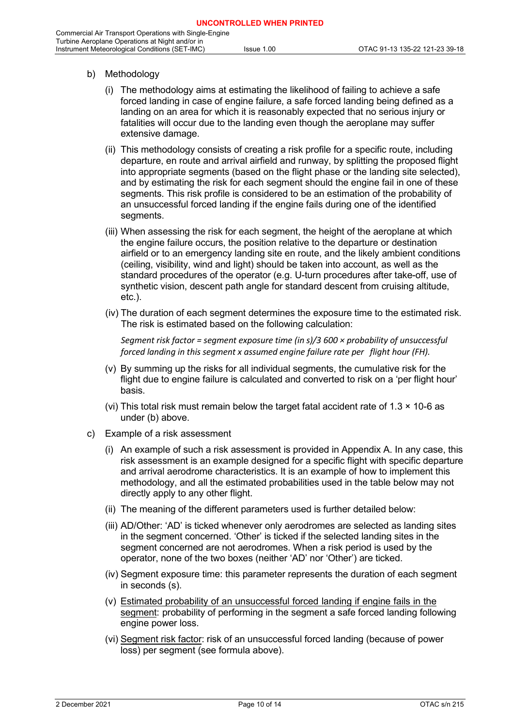b) Methodology

   (i) The methodology aims at estimating the likelihood of failing to achieve a safe forced landing in case of engine failure, a safe forced landing being defined as a landing on an area for which it is reasonably expected that no serious injury or fatalities will occur due to the landing even though the aeroplane may suffer extensive damage.

   (ii) This methodology consists of creating a risk profile for a specific route, including departure, en route and arrival airfield and runway, by splitting the proposed flight into appropriate segments (based on the flight phase or the landing site selected), and by estimating the risk for each segment should the engine fail in one of these segments. This risk profile is considered to be an estimation of the probability of an unsuccessful forced landing if the engine fails during one of the identified segments.

   (iii) When assessing the risk for each segment, the height of the aeroplane at which the engine failure occurs, the position relative to the departure or destination airfield or to an emergency landing site en route, and the likely ambient conditions (ceiling, visibility, wind and light) should be taken into account, as well as the standard procedures of the operator (e.g. U-turn procedures after take-off, use of synthetic vision, descent path angle for standard descent from cruising altitude, etc.).

   (iv) The duration of each segment determines the exposure time to the estimated risk. The risk is estimated based on the following calculation:

   *Segment risk factor = segment exposure time (in s)/3 600 × probability of unsuccessful forced landing in this segment x assumed engine failure rate per flight hour (FH).*

   (v) By summing up the risks for all individual segments, the cumulative risk for the flight due to engine failure is calculated and converted to risk on a 'per flight hour' basis.

   (vi) This total risk must remain below the target fatal accident rate of 1.3 × 10-6 as under (b) above.

c) Example of a risk assessment

   (i) An example of such a risk assessment is provided in Appendix A. In any case, this risk assessment is an example designed for a specific flight with specific departure and arrival aerodrome characteristics. It is an example of how to implement this methodology, and all the estimated probabilities used in the table below may not directly apply to any other flight.

   (ii) The meaning of the different parameters used is further detailed below:

   (iii) AD/Other: 'AD' is ticked whenever only aerodromes are selected as landing sites in the segment concerned. 'Other' is ticked if the selected landing sites in the segment concerned are not aerodromes. When a risk period is used by the operator, none of the two boxes (neither 'AD' nor 'Other') are ticked.

   (iv) Segment exposure time: this parameter represents the duration of each segment in seconds (s).

   (v) <u>Estimated probability of an unsuccessful forced landing if engine fails in the segment</u>: probability of performing in the segment a safe forced landing following engine power loss.

   (vi) <u>Segment risk factor</u>: risk of an unsuccessful forced landing (because of power loss) per segment (see formula above).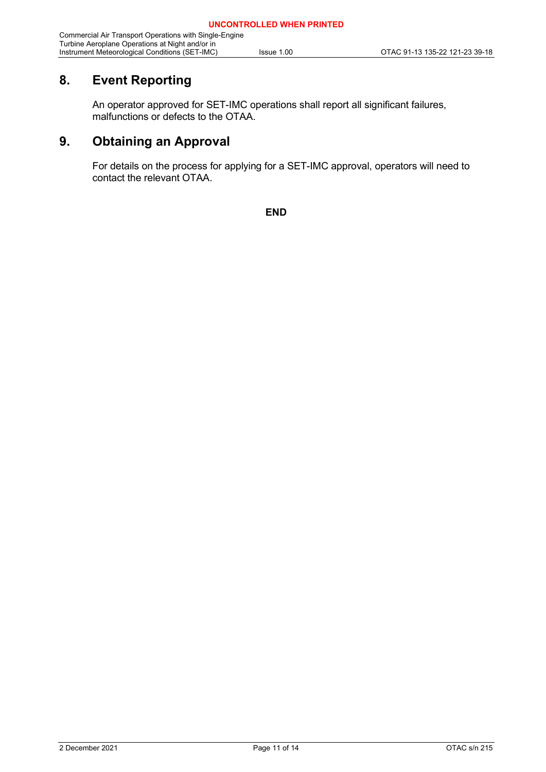## 8. Event Reporting

An operator approved for SET-IMC operations shall report all significant failures, malfunctions or defects to the OTAA.

## 9. Obtaining an Approval

For details on the process for applying for a SET-IMC approval, operators will need to contact the relevant OTAA.

**END**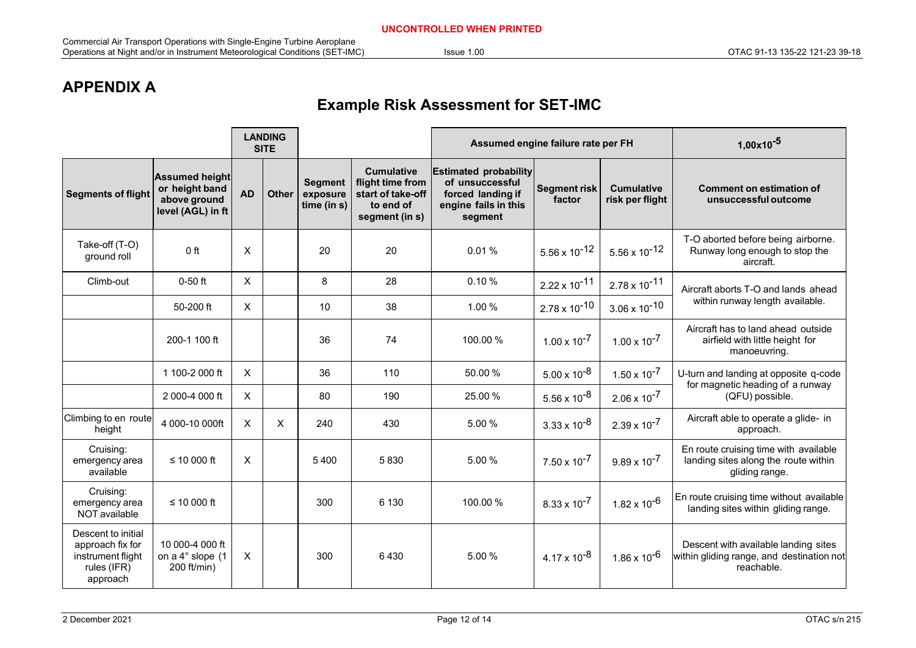# APPENDIX A

## Example Risk Assessment for SET-IMC

| | | LANDING SITE | | | | Assumed engine failure rate per FH | | | $1,00 \times 10^{-5}$ |
|---|---|---|---|---|---|---|---|---|---|
| **Segments of flight** | **Assumed height or height band above ground level (AGL) in ft** | **AD** | **Other** | **Segment exposure time (in s)** | **Cumulative flight time from start of take-off to end of segment (in s)** | **Estimated probability of unsuccessful forced landing if engine fails in this segment** | **Segment risk factor** | **Cumulative risk per flight** | **Comment on estimation of unsuccessful outcome** |
| Take-off (T-O) ground roll | 0 ft | X | | 20 | 20 | 0.01 % | $5.56 \times 10^{-12}$ | $5.56 \times 10^{-12}$ | T-O aborted before being airborne. Runway long enough to stop the aircraft. |
| Climb-out | 0-50 ft | X | | 8 | 28 | 0.10 % | $2.22 \times 10^{-11}$ | $2.78 \times 10^{-11}$ | Aircraft aborts T-O and lands ahead within runway length available. |
| | 50-200 ft | X | | 10 | 38 | 1.00 % | $2.78 \times 10^{-10}$ | $3.06 \times 10^{-10}$ | |
| | 200-1 100 ft | | | 36 | 74 | 100.00 % | $1.00 \times 10^{-7}$ | $1.00 \times 10^{-7}$ | Aircraft has to land ahead outside airfield with little height for manoeuvring. |
| | 1 100-2 000 ft | X | | 36 | 110 | 50.00 % | $5.00 \times 10^{-8}$ | $1.50 \times 10^{-7}$ | U-turn and landing at opposite q-code for magnetic heading of a runway (QFU) possible. |
| | 2 000-4 000 ft | X | | 80 | 190 | 25.00 % | $5.56 \times 10^{-8}$ | $2.06 \times 10^{-7}$ | |
| Climbing to en route height | 4 000-10 000ft | X | X | 240 | 430 | 5.00 % | $3.33 \times 10^{-8}$ | $2.39 \times 10^{-7}$ | Aircraft able to operate a glide- in approach. |
| Cruising: emergency area available | ≤ 10 000 ft | X | | 5 400 | 5 830 | 5.00 % | $7.50 \times 10^{-7}$ | $9.89 \times 10^{-7}$ | En route cruising time with available landing sites along the route within gliding range. |
| Cruising: emergency area NOT available | ≤ 10 000 ft | | | 300 | 6 130 | 100.00 % | $8.33 \times 10^{-7}$ | $1.82 \times 10^{-6}$ | En route cruising time without available landing sites within gliding range. |
| Descent to initial approach fix for instrument flight rules (IFR) approach | 10 000-4 000 ft on a 4° slope (1 200 ft/min) | X | | 300 | 6 430 | 5.00 % | $4.17 \times 10^{-8}$ | $1.86 \times 10^{-6}$ | Descent with available landing sites within gliding range, and destination not reachable. |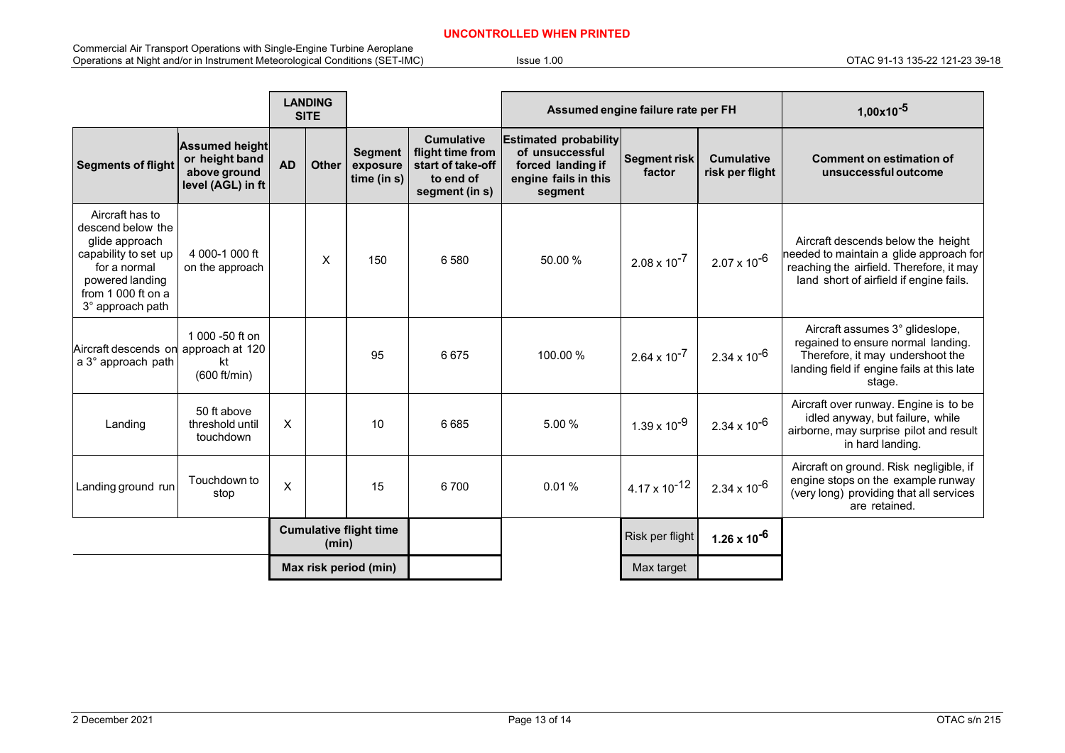UNCONTROLLED WHEN PRINTED

| | | LANDING SITE | | | | Assumed engine failure rate per FH | | | $1,00 \times 10^{-5}$ |
|---|---|---|---|---|---|---|---|---|---|
| **Segments of flight** | **Assumed height or height band above ground level (AGL) in ft** | **AD** | **Other** | **Segment exposure time (in s)** | **Cumulative flight time from start of take-off to end of segment (in s)** | **Estimated probability of unsuccessful forced landing if engine fails in this segment** | **Segment risk factor** | **Cumulative risk per flight** | **Comment on estimation of unsuccessful outcome** |
| Aircraft has to descend below the glide approach capability to set up for a normal powered landing from 1 000 ft on a 3° approach path | 4 000-1 000 ft on the approach | | X | 150 | 6 580 | 50.00 % | $2.08 \times 10^{-7}$ | $2.07 \times 10^{-6}$ | Aircraft descends below the height needed to maintain a glide approach for reaching the airfield. Therefore, it may land short of airfield if engine fails. |
| Aircraft descends on a 3° approach path | 1 000 -50 ft on approach at 120 kt (600 ft/min) | | | 95 | 6 675 | 100.00 % | $2.64 \times 10^{-7}$ | $2.34 \times 10^{-6}$ | Aircraft assumes 3° glideslope, regained to ensure normal landing. Therefore, it may undershoot the landing field if engine fails at this late stage. |
| Landing | 50 ft above threshold until touchdown | X | | 10 | 6 685 | 5.00 % | $1.39 \times 10^{-9}$ | $2.34 \times 10^{-6}$ | Aircraft over runway. Engine is to be idled anyway, but failure, while airborne, may surprise pilot and result in hard landing. |
| Landing ground run | Touchdown to stop | X | | 15 | 6 700 | 0.01 % | $4.17 \times 10^{-12}$ | $2.34 \times 10^{-6}$ | Aircraft on ground. Risk negligible, if engine stops on the example runway (very long) providing that all services are retained. |
| | | **Cumulative flight time (min)** | | | | | Risk per flight | **$1.26 \times 10^{-6}$** | |
| | | **Max risk period (min)** | | | | | Max target | | |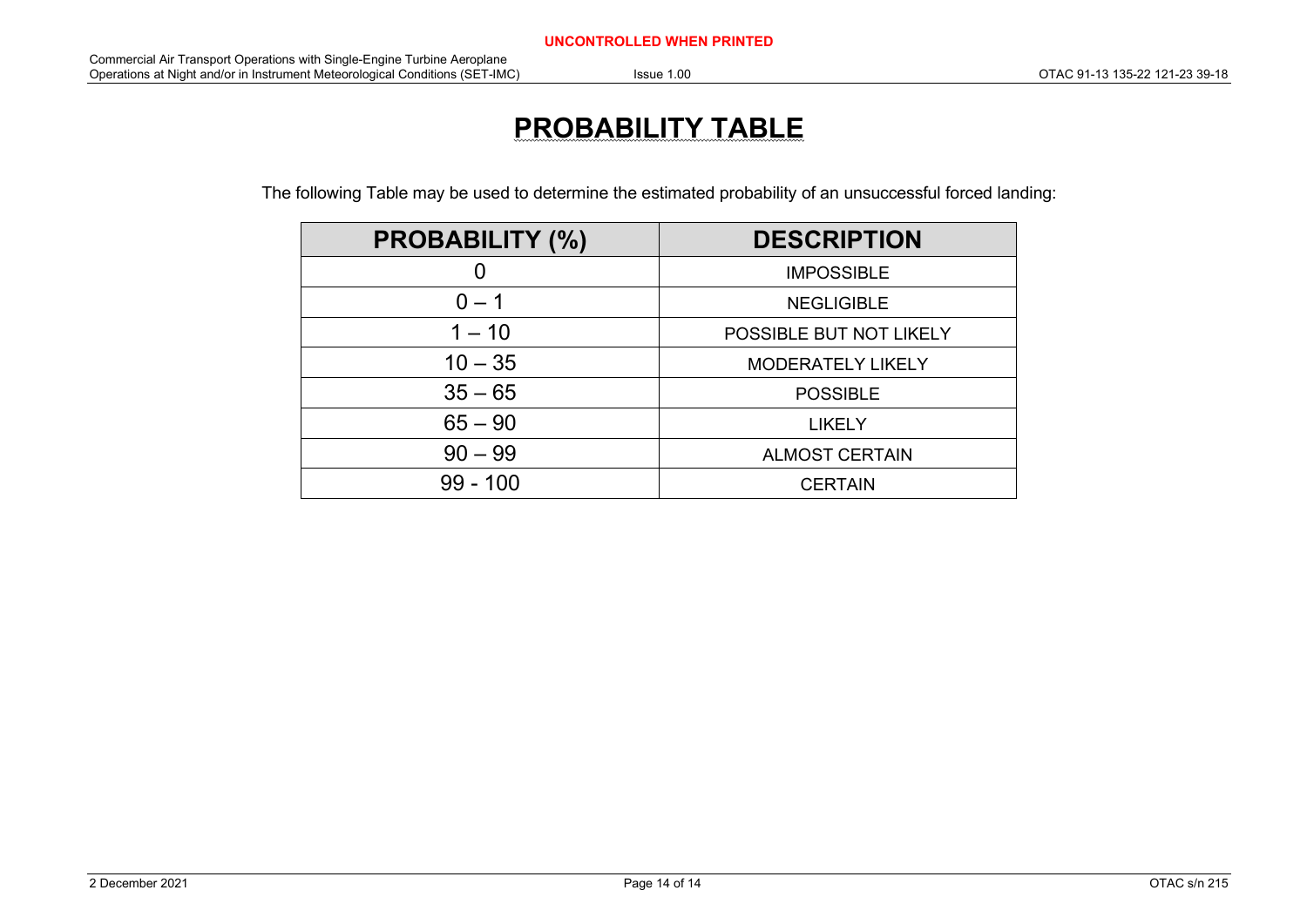# PROBABILITY TABLE

The following Table may be used to determine the estimated probability of an unsuccessful forced landing:

| PROBABILITY (%) | DESCRIPTION |
|---|---|
| 0 | IMPOSSIBLE |
| 0 – 1 | NEGLIGIBLE |
| 1 – 10 | POSSIBLE BUT NOT LIKELY |
| 10 – 35 | MODERATELY LIKELY |
| 35 – 65 | POSSIBLE |
| 65 – 90 | LIKELY |
| 90 – 99 | ALMOST CERTAIN |
| 99 - 100 | CERTAIN |